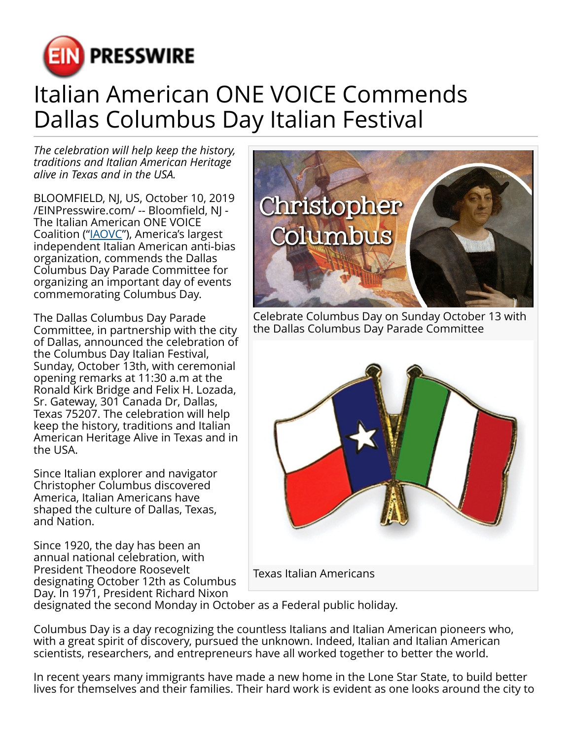# Italian American ONE VOICE Commends Dallas Columbus Day Italian Festival

*The celebration will help keep the history, traditions and Italian American Heritage alive in Texas and in the USA.*

BLOOMFIELD, NJ, US, October 10, 2019 /EINPresswire.com/ -- Bloomfield, NJ - The Italian American ONE VOICE Coalition ("IAOVC"), America's largest independent Italian American anti-bias organization, commends the Dallas Columbus Day Parade Committee for organizing an important day of events commemorating Columbus Day.

The Dallas Columbus Day Parade Committee, in partnership with the city of Dallas, announced the celebration of the Columbus Day Italian Festival, Sunday, October 13th, with ceremonial opening remarks at 11:30 a.m at the Ronald Kirk Bridge and Felix H. Lozada, Sr. Gateway, 301 Canada Dr, Dallas, Texas 75207. The celebration will help keep the history, traditions and Italian American Heritage Alive in Texas and in the USA.

Celebrate Columbus Day on Sunday October 13 with the Dallas Columbus Day Parade Committee

Texas Italian Americans

Since Italian explorer and navigator Christopher Columbus discovered America, Italian Americans have shaped the culture of Dallas, Texas, and Nation.

Since 1920, the day has been an annual national celebration, with President Theodore Roosevelt designating October 12th as Columbus Day. In 1971, President Richard Nixon designated the second Monday in October as a Federal public holiday.

Columbus Day is a day recognizing the countless Italians and Italian American pioneers who, with a great spirit of discovery, pursued the unknown. Indeed, Italian and Italian American scientists, researchers, and entrepreneurs have all worked together to better the world.

In recent years many immigrants have made a new home in the Lone Star State, to build better lives for themselves and their families. Their hard work is evident as one looks around the city to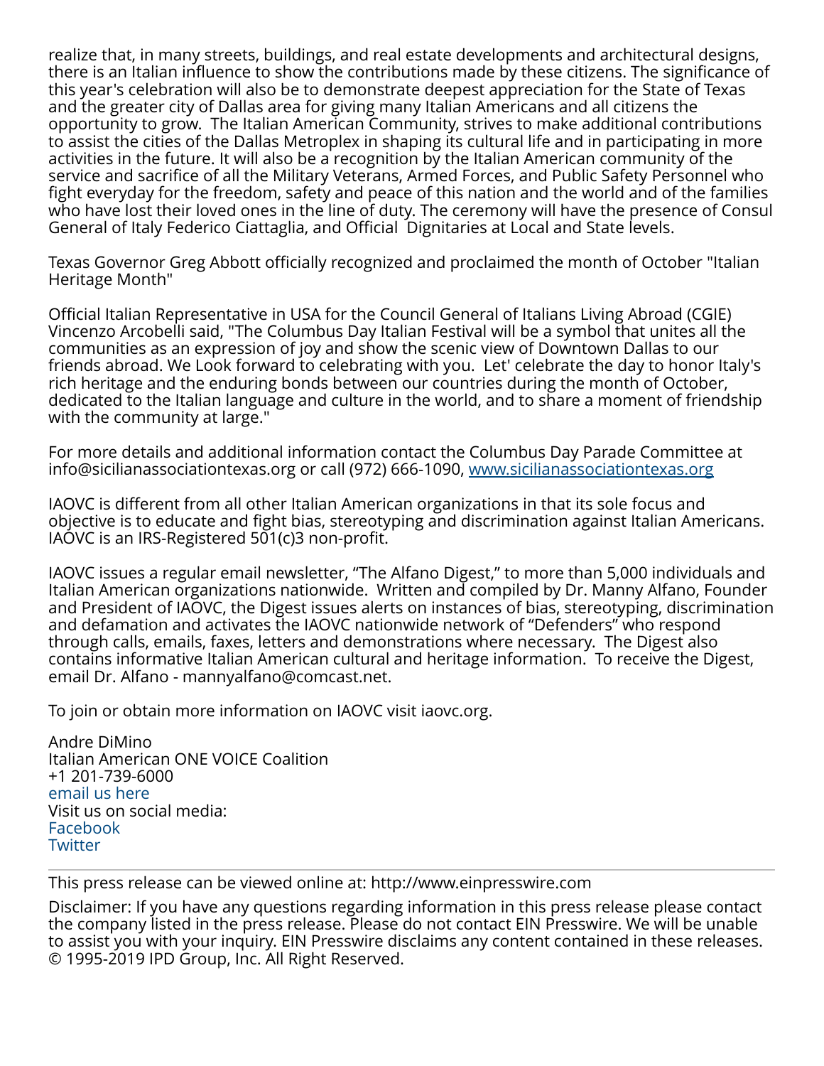realize that, in many streets, buildings, and real estate developments and architectural designs, there is an Italian influence to show the contributions made by these citizens. The significance of this year's celebration will also be to demonstrate deepest appreciation for the State of Texas and the greater city of Dallas area for giving many Italian Americans and all citizens the opportunity to grow. The Italian American Community, strives to make additional contributions to assist the cities of the Dallas Metroplex in shaping its cultural life and in participating in more activities in the future. It will also be a recognition by the Italian American community of the service and sacrifice of all the Military Veterans, Armed Forces, and Public Safety Personnel who fight everyday for the freedom, safety and peace of this nation and the world and of the families who have lost their loved ones in the line of duty. The ceremony will have the presence of Consul General of Italy Federico Ciattaglia, and Official Dignitaries at Local and State levels.

Texas Governor Greg Abbott officially recognized and proclaimed the month of October "Italian Heritage Month"

Official Italian Representative in USA for the Council General of Italians Living Abroad (CGIE) Vincenzo Arcobelli said, "The Columbus Day Italian Festival will be a symbol that unites all the communities as an expression of joy and show the scenic view of Downtown Dallas to our friends abroad. We Look forward to celebrating with you. Let' celebrate the day to honor Italy's rich heritage and the enduring bonds between our countries during the month of October, dedicated to the Italian language and culture in the world, and to share a moment of friendship with the community at large."

For more details and additional information contact the Columbus Day Parade Committee at info@sicilianassociationtexas.org or call (972) 666-1090, [www.sicilianassociationtexas.org](http://www.sicilianassociationtexas.org)

IAOVC is different from all other Italian American organizations in that its sole focus and objective is to educate and fight bias, stereotyping and discrimination against Italian Americans. IAOVC is an IRS-Registered 501(c)3 non-profit.

IAOVC issues a regular email newsletter, "The Alfano Digest," to more than 5,000 individuals and Italian American organizations nationwide. Written and compiled by Dr. Manny Alfano, Founder and President of IAOVC, the Digest issues alerts on instances of bias, stereotyping, discrimination and defamation and activates the IAOVC nationwide network of "Defenders" who respond through calls, emails, faxes, letters and demonstrations where necessary. The Digest also contains informative Italian American cultural and heritage information. To receive the Digest, email Dr. Alfano - mannyalfano@comcast.net.

To join or obtain more information on IAOVC visit iaovc.org.

Andre DiMino
Italian American ONE VOICE Coalition
+1 201-739-6000
email us here
Visit us on social media:
Facebook
Twitter

---

This press release can be viewed online at: http://www.einpresswire.com

Disclaimer: If you have any questions regarding information in this press release please contact the company listed in the press release. Please do not contact EIN Presswire. We will be unable to assist you with your inquiry. EIN Presswire disclaims any content contained in these releases. © 1995-2019 IPD Group, Inc. All Right Reserved.